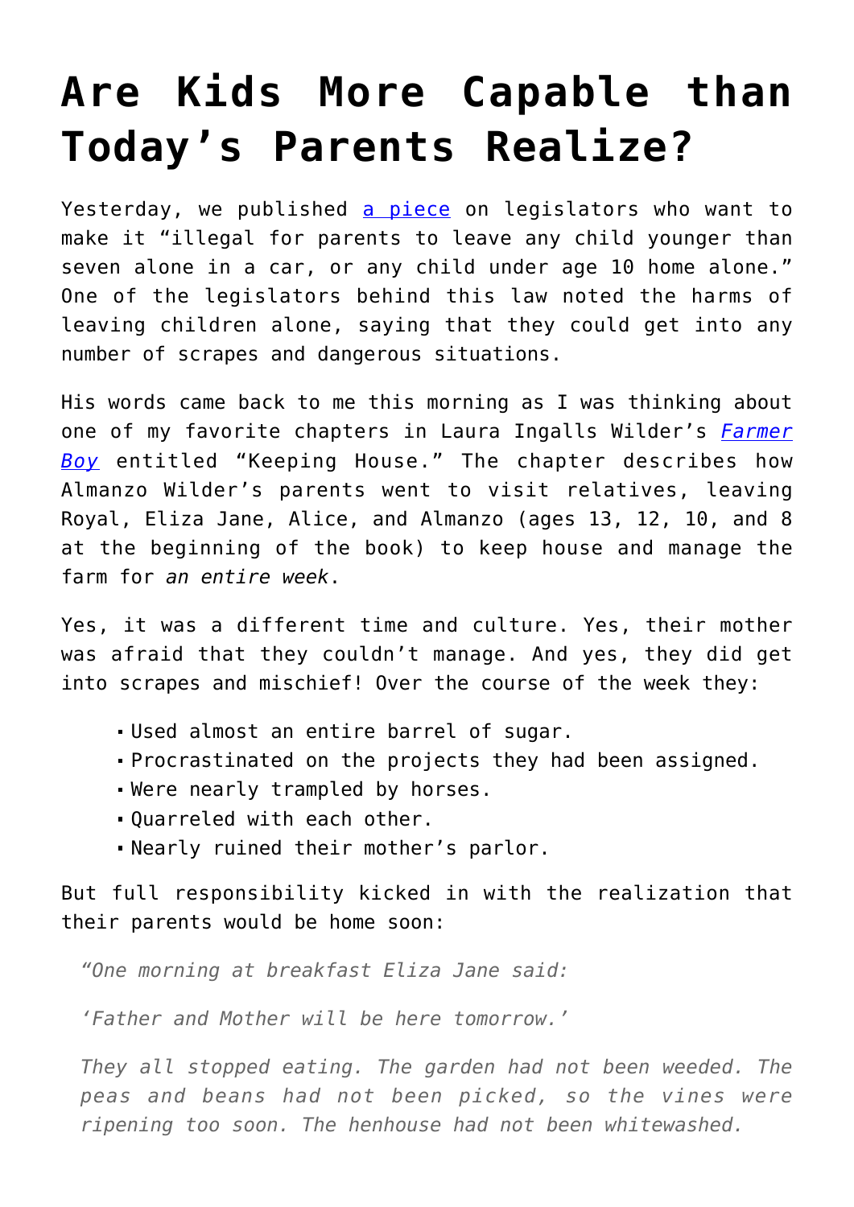# Are Kids More Capable than Today's Parents Realize?

Yesterday, we published [a piece](#) on legislators who want to make it "illegal for parents to leave any child younger than seven alone in a car, or any child under age 10 home alone." One of the legislators behind this law noted the harms of leaving children alone, saying that they could get into any number of scrapes and dangerous situations.

His words came back to me this morning as I was thinking about one of my favorite chapters in Laura Ingalls Wilder's [*Farmer Boy*](#) entitled "Keeping House." The chapter describes how Almanzo Wilder's parents went to visit relatives, leaving Royal, Eliza Jane, Alice, and Almanzo (ages 13, 12, 10, and 8 at the beginning of the book) to keep house and manage the farm for *an entire week*.

Yes, it was a different time and culture. Yes, their mother was afraid that they couldn't manage. And yes, they did get into scrapes and mischief! Over the course of the week they:

- Used almost an entire barrel of sugar.
- Procrastinated on the projects they had been assigned.
- Were nearly trampled by horses.
- Quarreled with each other.
- Nearly ruined their mother's parlor.

But full responsibility kicked in with the realization that their parents would be home soon:

> *"One morning at breakfast Eliza Jane said:*
>
> *'Father and Mother will be here tomorrow.'*
>
> *They all stopped eating. The garden had not been weeded. The peas and beans had not been picked, so the vines were ripening too soon. The henhouse had not been whitewashed.*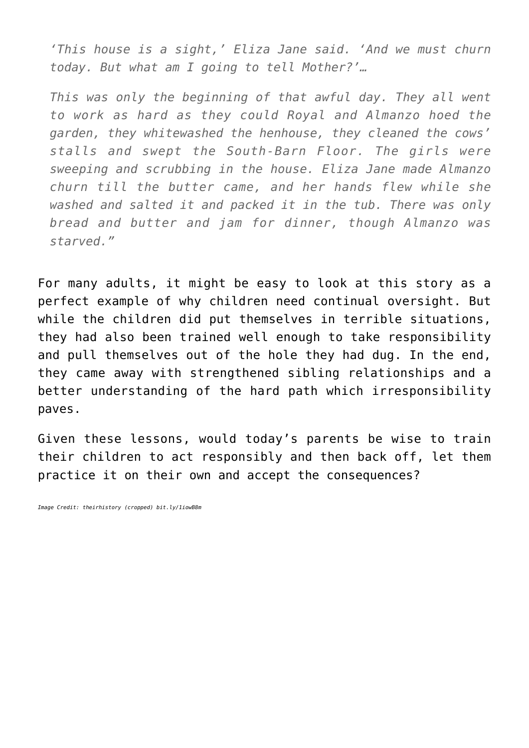*'This house is a sight,' Eliza Jane said. 'And we must churn today. But what am I going to tell Mother?'…*

*This was only the beginning of that awful day. They all went to work as hard as they could Royal and Almanzo hoed the garden, they whitewashed the henhouse, they cleaned the cows' stalls and swept the South-Barn Floor. The girls were sweeping and scrubbing in the house. Eliza Jane made Almanzo churn till the butter came, and her hands flew while she washed and salted it and packed it in the tub. There was only bread and butter and jam for dinner, though Almanzo was starved."*

For many adults, it might be easy to look at this story as a perfect example of why children need continual oversight. But while the children did put themselves in terrible situations, they had also been trained well enough to take responsibility and pull themselves out of the hole they had dug. In the end, they came away with strengthened sibling relationships and a better understanding of the hard path which irresponsibility paves.

Given these lessons, would today's parents be wise to train their children to act responsibly and then back off, let them practice it on their own and accept the consequences?

*Image Credit: theirhistory (cropped) bit.ly/1iowB8m*